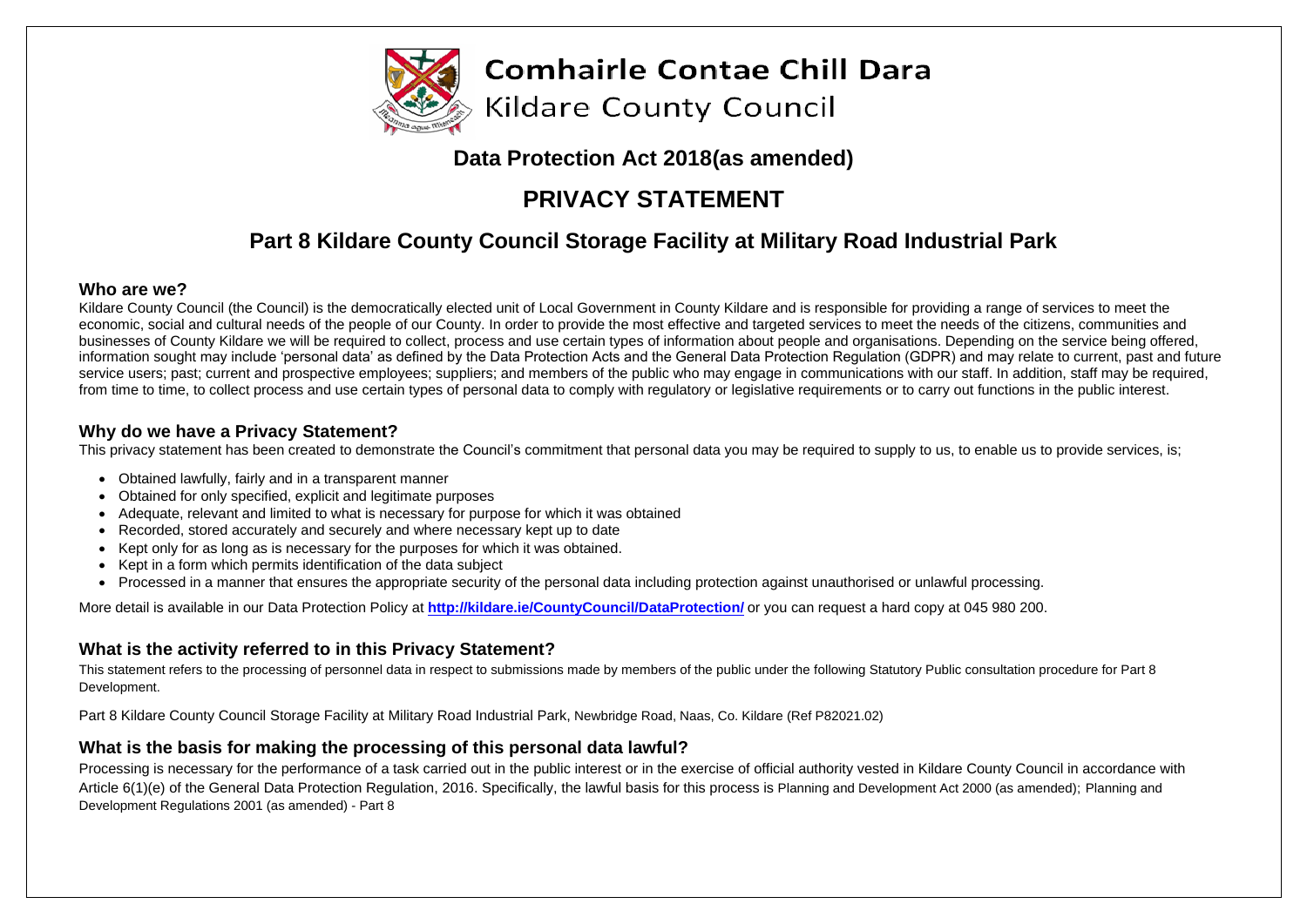# Comhairle Contae Chill Dara

Kildare County Council

## Data Protection Act 2018(as amended)

# PRIVACY STATEMENT

## Part 8 Kildare County Council Storage Facility at Military Road Industrial Park

### Who are we?

Kildare County Council (the Council) is the democratically elected unit of Local Government in County Kildare and is responsible for providing a range of services to meet the economic, social and cultural needs of the people of our County. In order to provide the most effective and targeted services to meet the needs of the citizens, communities and businesses of County Kildare we will be required to collect, process and use certain types of information about people and organisations. Depending on the service being offered, information sought may include 'personal data' as defined by the Data Protection Acts and the General Data Protection Regulation (GDPR) and may relate to current, past and future service users; past; current and prospective employees; suppliers; and members of the public who may engage in communications with our staff. In addition, staff may be required, from time to time, to collect process and use certain types of personal data to comply with regulatory or legislative requirements or to carry out functions in the public interest.

### Why do we have a Privacy Statement?

This privacy statement has been created to demonstrate the Council's commitment that personal data you may be required to supply to us, to enable us to provide services, is;

- Obtained lawfully, fairly and in a transparent manner
- Obtained for only specified, explicit and legitimate purposes
- Adequate, relevant and limited to what is necessary for purpose for which it was obtained
- Recorded, stored accurately and securely and where necessary kept up to date
- Kept only for as long as is necessary for the purposes for which it was obtained.
- Kept in a form which permits identification of the data subject
- Processed in a manner that ensures the appropriate security of the personal data including protection against unauthorised or unlawful processing.

More detail is available in our Data Protection Policy at **http://kildare.ie/CountyCouncil/DataProtection/** or you can request a hard copy at 045 980 200.

### What is the activity referred to in this Privacy Statement?

This statement refers to the processing of personnel data in respect to submissions made by members of the public under the following Statutory Public consultation procedure for Part 8 Development.

Part 8 Kildare County Council Storage Facility at Military Road Industrial Park, Newbridge Road, Naas, Co. Kildare (Ref P82021.02)

### What is the basis for making the processing of this personal data lawful?

Processing is necessary for the performance of a task carried out in the public interest or in the exercise of official authority vested in Kildare County Council in accordance with Article 6(1)(e) of the General Data Protection Regulation, 2016. Specifically, the lawful basis for this process is Planning and Development Act 2000 (as amended); Planning and Development Regulations 2001 (as amended) - Part 8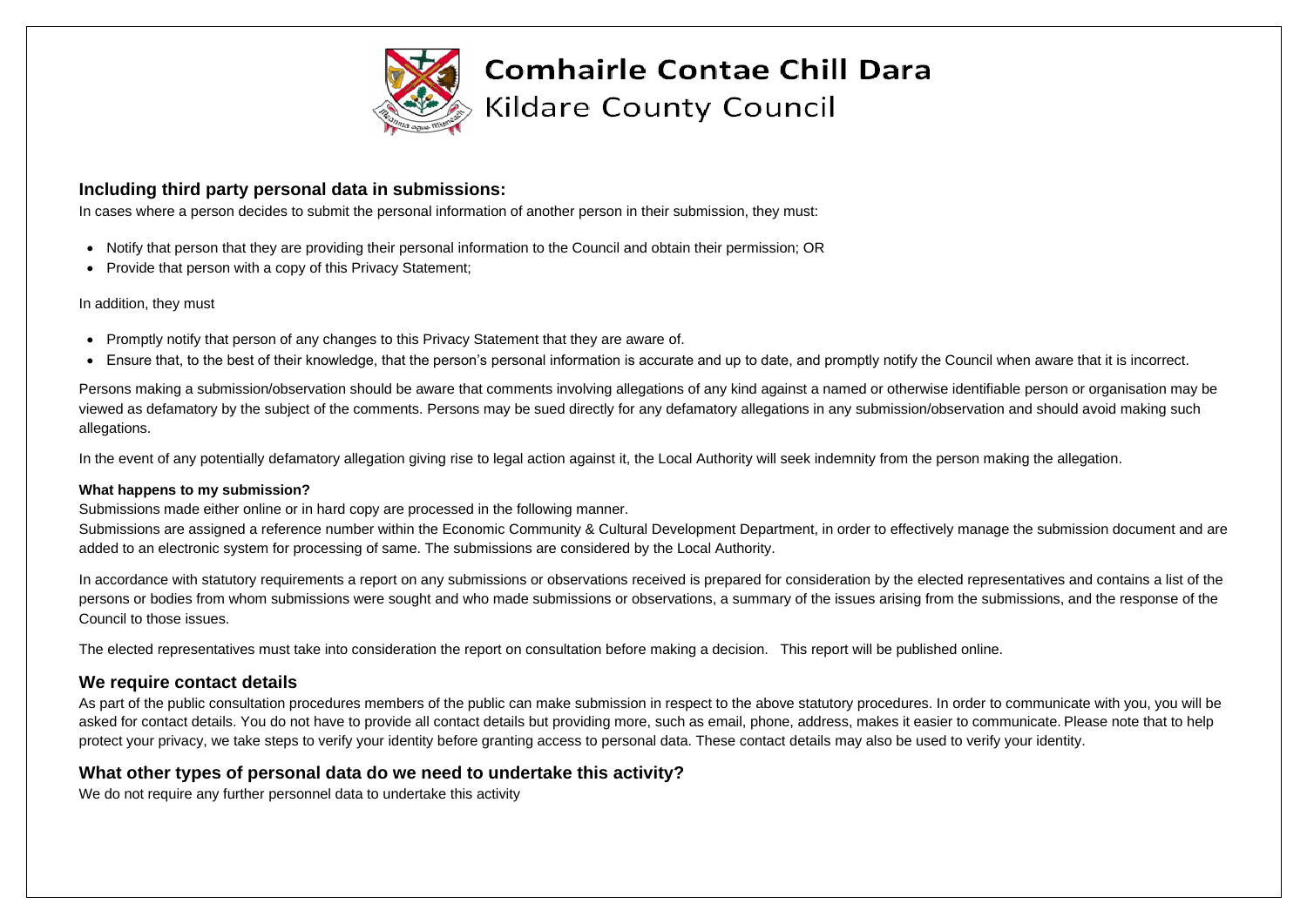## Including third party personal data in submissions:

In cases where a person decides to submit the personal information of another person in their submission, they must:

- Notify that person that they are providing their personal information to the Council and obtain their permission; OR
- Provide that person with a copy of this Privacy Statement;

In addition, they must

- Promptly notify that person of any changes to this Privacy Statement that they are aware of.
- Ensure that, to the best of their knowledge, that the person's personal information is accurate and up to date, and promptly notify the Council when aware that it is incorrect.

Persons making a submission/observation should be aware that comments involving allegations of any kind against a named or otherwise identifiable person or organisation may be viewed as defamatory by the subject of the comments. Persons may be sued directly for any defamatory allegations in any submission/observation and should avoid making such allegations.

In the event of any potentially defamatory allegation giving rise to legal action against it, the Local Authority will seek indemnity from the person making the allegation.

### What happens to my submission?

Submissions made either online or in hard copy are processed in the following manner.

Submissions are assigned a reference number within the Economic Community & Cultural Development Department, in order to effectively manage the submission document and are added to an electronic system for processing of same. The submissions are considered by the Local Authority.

In accordance with statutory requirements a report on any submissions or observations received is prepared for consideration by the elected representatives and contains a list of the persons or bodies from whom submissions were sought and who made submissions or observations, a summary of the issues arising from the submissions, and the response of the Council to those issues.

The elected representatives must take into consideration the report on consultation before making a decision. This report will be published online.

## We require contact details

As part of the public consultation procedures members of the public can make submission in respect to the above statutory procedures. In order to communicate with you, you will be asked for contact details. You do not have to provide all contact details but providing more, such as email, phone, address, makes it easier to communicate. Please note that to help protect your privacy, we take steps to verify your identity before granting access to personal data. These contact details may also be used to verify your identity.

## What other types of personal data do we need to undertake this activity?

We do not require any further personnel data to undertake this activity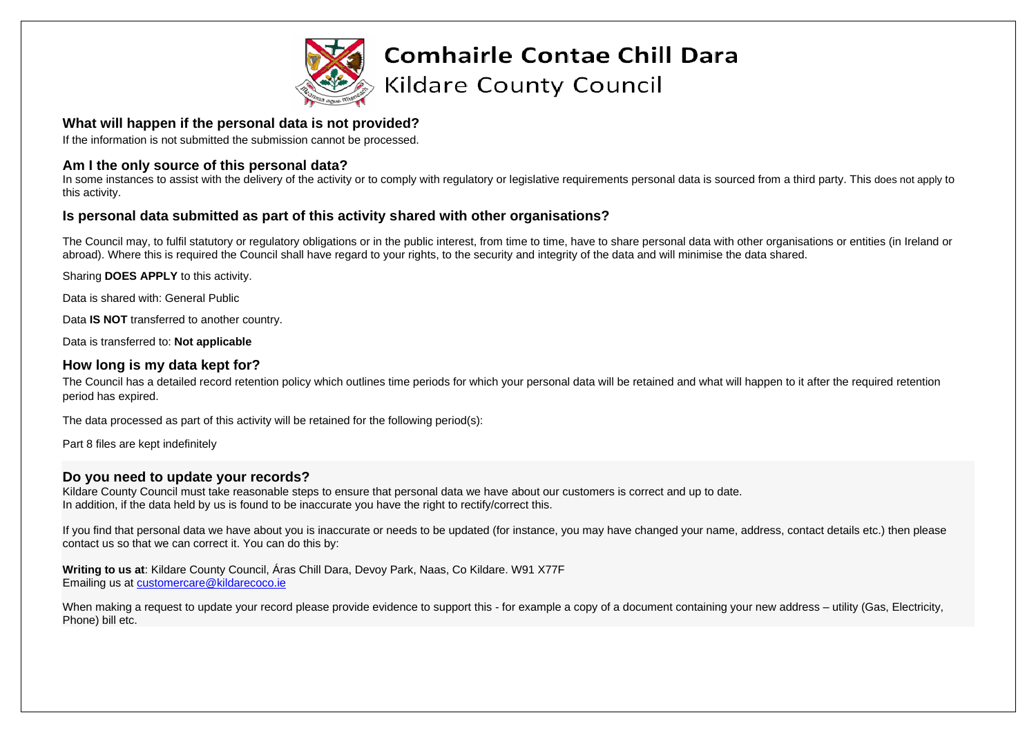## What will happen if the personal data is not provided?

If the information is not submitted the submission cannot be processed.

## Am I the only source of this personal data?

In some instances to assist with the delivery of the activity or to comply with regulatory or legislative requirements personal data is sourced from a third party. This does not apply to this activity.

## Is personal data submitted as part of this activity shared with other organisations?

The Council may, to fulfil statutory or regulatory obligations or in the public interest, from time to time, have to share personal data with other organisations or entities (in Ireland or abroad). Where this is required the Council shall have regard to your rights, to the security and integrity of the data and will minimise the data shared.

Sharing **DOES APPLY** to this activity.

Data is shared with: General Public

Data **IS NOT** transferred to another country.

Data is transferred to: **Not applicable**

## How long is my data kept for?

The Council has a detailed record retention policy which outlines time periods for which your personal data will be retained and what will happen to it after the required retention period has expired.

The data processed as part of this activity will be retained for the following period(s):

Part 8 files are kept indefinitely

## Do you need to update your records?

Kildare County Council must take reasonable steps to ensure that personal data we have about our customers is correct and up to date.
In addition, if the data held by us is found to be inaccurate you have the right to rectify/correct this.

If you find that personal data we have about you is inaccurate or needs to be updated (for instance, you may have changed your name, address, contact details etc.) then please contact us so that we can correct it. You can do this by:

**Writing to us at**: Kildare County Council, Áras Chill Dara, Devoy Park, Naas, Co Kildare. W91 X77F
Emailing us at customercare@kildarecoco.ie

When making a request to update your record please provide evidence to support this - for example a copy of a document containing your new address – utility (Gas, Electricity, Phone) bill etc.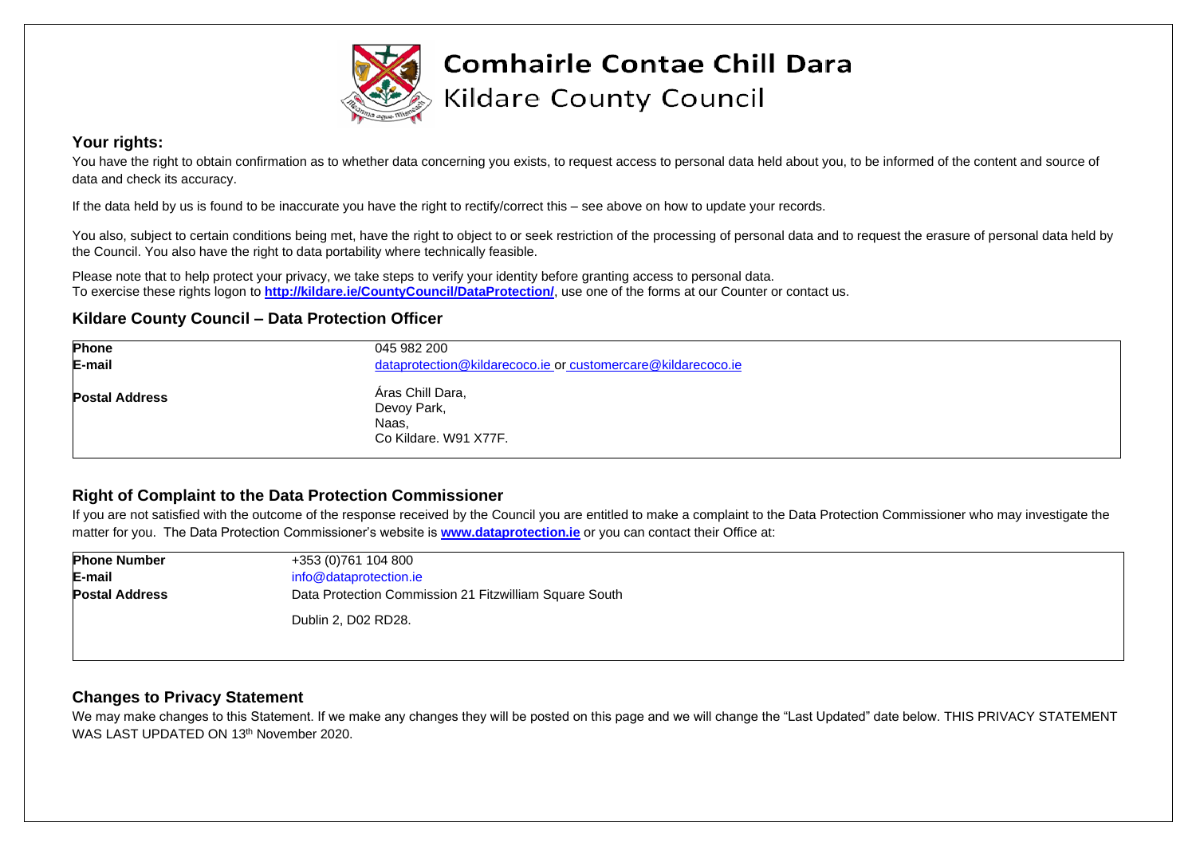**Comhairle Contae Chill Dara**
Kildare County Council

## Your rights:

You have the right to obtain confirmation as to whether data concerning you exists, to request access to personal data held about you, to be informed of the content and source of data and check its accuracy.

If the data held by us is found to be inaccurate you have the right to rectify/correct this – see above on how to update your records.

You also, subject to certain conditions being met, have the right to object to or seek restriction of the processing of personal data and to request the erasure of personal data held by the Council. You also have the right to data portability where technically feasible.

Please note that to help protect your privacy, we take steps to verify your identity before granting access to personal data.
To exercise these rights logon to **http://kildare.ie/CountyCouncil/DataProtection/**, use one of the forms at our Counter or contact us.

## Kildare County Council – Data Protection Officer

| | |
|---|---|
| **Phone** | 045 982 200 |
| **E-mail** | dataprotection@kildarecoco.ie or customercare@kildarecoco.ie |
| **Postal Address** | Áras Chill Dara, Devoy Park, Naas, Co Kildare. W91 X77F. |

## Right of Complaint to the Data Protection Commissioner

If you are not satisfied with the outcome of the response received by the Council you are entitled to make a complaint to the Data Protection Commissioner who may investigate the matter for you. The Data Protection Commissioner's website is **www.dataprotection.ie** or you can contact their Office at:

| | |
|---|---|
| **Phone Number** | +353 (0)761 104 800 |
| **E-mail** | info@dataprotection.ie |
| **Postal Address** | Data Protection Commission 21 Fitzwilliam Square South Dublin 2, D02 RD28. |

## Changes to Privacy Statement

We may make changes to this Statement. If we make any changes they will be posted on this page and we will change the "Last Updated" date below. THIS PRIVACY STATEMENT WAS LAST UPDATED ON 13th November 2020.